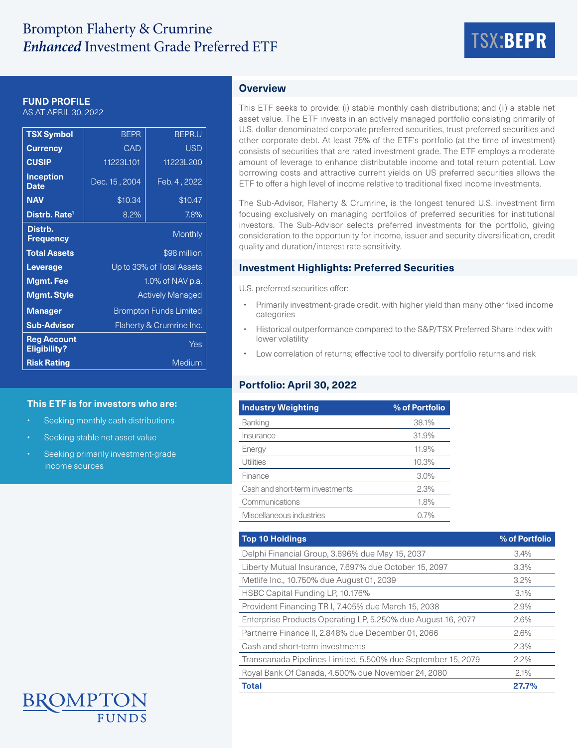# Brompton Flaherty & Crumrine *Enhanced* Investment Grade Preferred ETF

**TSX:BEPR**

## FUND PROFILE

AS AT APRIL 30, 2022

| TSX Symbol | BEPR | BEPR.U |
|---|---|---|
| Currency | CAD | USD |
| CUSIP | 11223L101 | 11223L200 |
| Inception Date | Dec. 15 , 2004 | Feb. 4 , 2022 |
| NAV | $10.34 | $10.47 |
| Distrb. Rate[1] | 8.2% | 7.8% |
| Distrb. Frequency | Monthly | |
| Total Assets | $98 million | |
| Leverage | Up to 33% of Total Assets | |
| Mgmt. Fee | 1.0% of NAV p.a. | |
| Mgmt. Style | Actively Managed | |
| Manager | Brompton Funds Limited | |
| Sub-Advisor | Flaherty & Crumrine Inc. | |
| Reg Account Eligibility? | Yes | |
| Risk Rating | Medium | |

### This ETF is for investors who are:

- Seeking monthly cash distributions
- Seeking stable net asset value
- Seeking primarily investment-grade income sources

## Overview

This ETF seeks to provide: (i) stable monthly cash distributions; and (ii) a stable net asset value. The ETF invests in an actively managed portfolio consisting primarily of U.S. dollar denominated corporate preferred securities, trust preferred securities and other corporate debt. At least 75% of the ETF's portfolio (at the time of investment) consists of securities that are rated investment grade. The ETF employs a moderate amount of leverage to enhance distributable income and total return potential. Low borrowing costs and attractive current yields on US preferred securities allows the ETF to offer a high level of income relative to traditional fixed income investments.

The Sub-Advisor, Flaherty & Crumrine, is the longest tenured U.S. investment firm focusing exclusively on managing portfolios of preferred securities for institutional investors. The Sub-Advisor selects preferred investments for the portfolio, giving consideration to the opportunity for income, issuer and security diversification, credit quality and duration/interest rate sensitivity.

## Investment Highlights: Preferred Securities

U.S. preferred securities offer:

- Primarily investment-grade credit, with higher yield than many other fixed income categories
- Historical outperformance compared to the S&P/TSX Preferred Share Index with lower volatility
- Low correlation of returns; effective tool to diversify portfolio returns and risk

## Portfolio: April 30, 2022

| Industry Weighting | % of Portfolio |
|---|---|
| Banking | 38.1% |
| Insurance | 31.9% |
| Energy | 11.9% |
| Utilities | 10.3% |
| Finance | 3.0% |
| Cash and short-term investments | 2.3% |
| Communications | 1.8% |
| Miscellaneous industries | 0.7% |

| Top 10 Holdings | % of Portfolio |
|---|---|
| Delphi Financial Group, 3.696% due May 15, 2037 | 3.4% |
| Liberty Mutual Insurance, 7.697% due October 15, 2097 | 3.3% |
| Metlife Inc., 10.750% due August 01, 2039 | 3.2% |
| HSBC Capital Funding LP, 10.176% | 3.1% |
| Provident Financing TR I, 7.405% due March 15, 2038 | 2.9% |
| Enterprise Products Operating LP, 5.250% due August 16, 2077 | 2.6% |
| Partnerre Finance II, 2.848% due December 01, 2066 | 2.6% |
| Cash and short-term investments | 2.3% |
| Transcanada Pipelines Limited, 5.500% due September 15, 2079 | 2.2% |
| Royal Bank Of Canada, 4.500% due November 24, 2080 | 2.1% |
| **Total** | **27.7%** |

BROMPTON FUNDS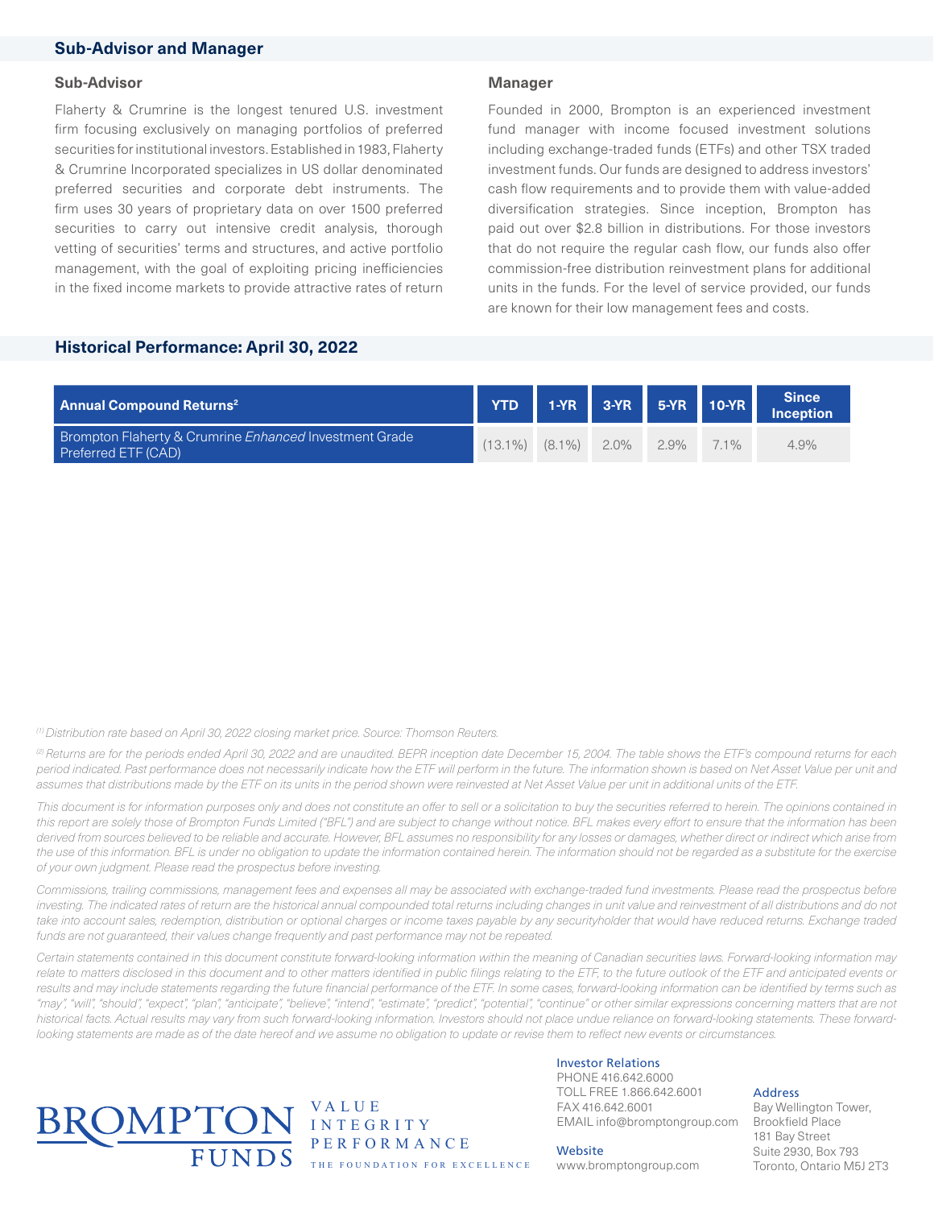## Sub-Advisor and Manager

### Sub-Advisor

Flaherty & Crumrine is the longest tenured U.S. investment firm focusing exclusively on managing portfolios of preferred securities for institutional investors. Established in 1983, Flaherty & Crumrine Incorporated specializes in US dollar denominated preferred securities and corporate debt instruments. The firm uses 30 years of proprietary data on over 1500 preferred securities to carry out intensive credit analysis, thorough vetting of securities' terms and structures, and active portfolio management, with the goal of exploiting pricing inefficiencies in the fixed income markets to provide attractive rates of return

### Manager

Founded in 2000, Brompton is an experienced investment fund manager with income focused investment solutions including exchange-traded funds (ETFs) and other TSX traded investment funds. Our funds are designed to address investors' cash flow requirements and to provide them with value-added diversification strategies. Since inception, Brompton has paid out over $2.8 billion in distributions. For those investors that do not require the regular cash flow, our funds also offer commission-free distribution reinvestment plans for additional units in the funds. For the level of service provided, our funds are known for their low management fees and costs.

## Historical Performance: April 30, 2022

| Annual Compound Returns[2] | YTD | 1-YR | 3-YR | 5-YR | 10-YR | Since Inception |
|---|---|---|---|---|---|---|
| Brompton Flaherty & Crumrine *Enhanced* Investment Grade Preferred ETF (CAD) | (13.1%) | (8.1%) | 2.0% | 2.9% | 7.1% | 4.9% |

*[1] Distribution rate based on April 30, 2022 closing market price. Source: Thomson Reuters.*

*[2] Returns are for the periods ended April 30, 2022 and are unaudited. BEPR inception date December 15, 2004. The table shows the ETF's compound returns for each period indicated. Past performance does not necessarily indicate how the ETF will perform in the future. The information shown is based on Net Asset Value per unit and assumes that distributions made by the ETF on its units in the period shown were reinvested at Net Asset Value per unit in additional units of the ETF.*

*This document is for information purposes only and does not constitute an offer to sell or a solicitation to buy the securities referred to herein. The opinions contained in this report are solely those of Brompton Funds Limited ("BFL") and are subject to change without notice. BFL makes every effort to ensure that the information has been derived from sources believed to be reliable and accurate. However, BFL assumes no responsibility for any losses or damages, whether direct or indirect which arise from the use of this information. BFL is under no obligation to update the information contained herein. The information should not be regarded as a substitute for the exercise of your own judgment. Please read the prospectus before investing.*

*Commissions, trailing commissions, management fees and expenses all may be associated with exchange-traded fund investments. Please read the prospectus before investing. The indicated rates of return are the historical annual compounded total returns including changes in unit value and reinvestment of all distributions and do not take into account sales, redemption, distribution or optional charges or income taxes payable by any securityholder that would have reduced returns. Exchange traded funds are not guaranteed, their values change frequently and past performance may not be repeated.*

*Certain statements contained in this document constitute forward-looking information within the meaning of Canadian securities laws. Forward-looking information may relate to matters disclosed in this document and to other matters identified in public filings relating to the ETF, to the future outlook of the ETF and anticipated events or results and may include statements regarding the future financial performance of the ETF. In some cases, forward-looking information can be identified by terms such as "may", "will", "should", "expect", "plan", "anticipate", "believe", "intend", "estimate", "predict", "potential", "continue" or other similar expressions concerning matters that are not historical facts. Actual results may vary from such forward-looking information. Investors should not place undue reliance on forward-looking statements. These forward-looking statements are made as of the date hereof and we assume no obligation to update or revise them to reflect new events or circumstances.*

BROMPTON FUNDS

VALUE
INTEGRITY
PERFORMANCE
THE FOUNDATION FOR EXCELLENCE

**Investor Relations**
PHONE 416.642.6000
TOLL FREE 1.866.642.6001
FAX 416.642.6001
EMAIL info@bromptongroup.com

**Website**
www.bromptongroup.com

**Address**
Bay Wellington Tower,
Brookfield Place
181 Bay Street
Suite 2930, Box 793
Toronto, Ontario M5J 2T3